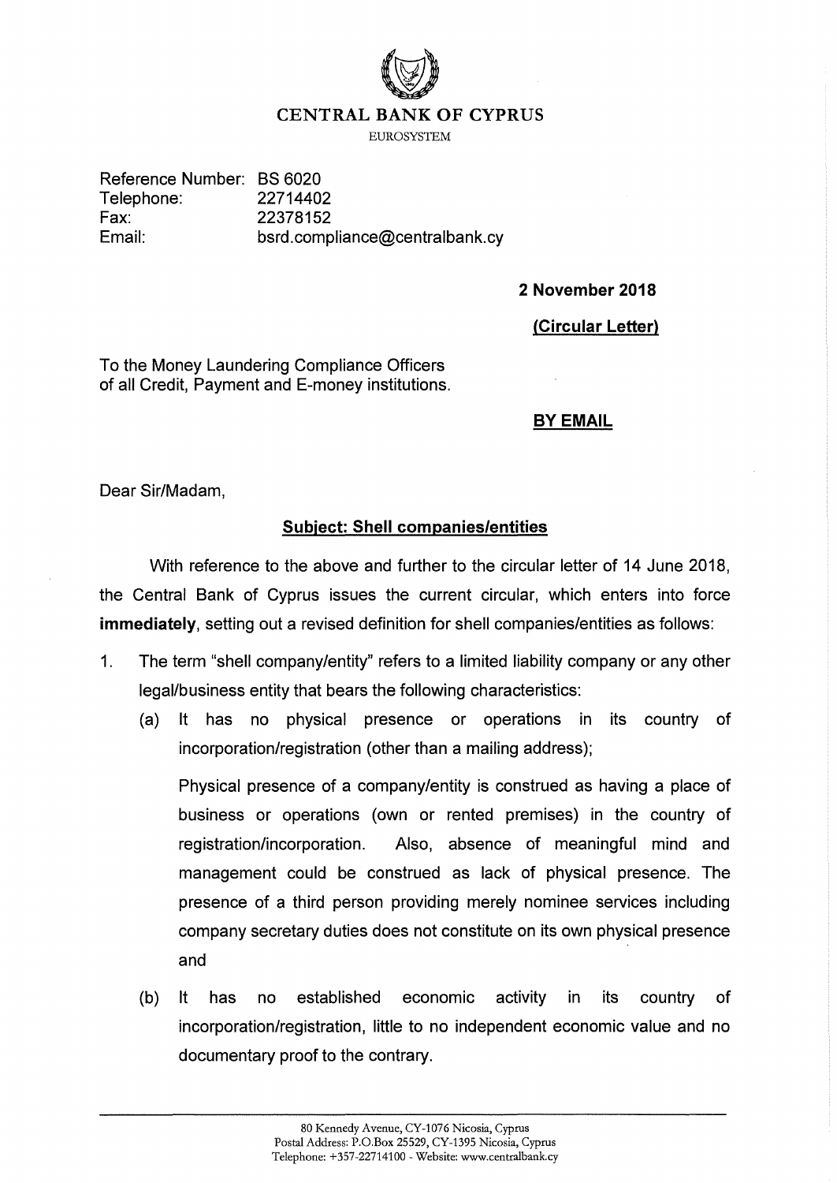# CENTRAL BANK OF CYPRUS

EUROSYSTEM

Reference Number: BS 6020
Telephone: 22714402
Fax: 22378152
Email: bsrd.compliance@centralbank.cy

**2 November 2018**

**(Circular Letter)**

To the Money Laundering Compliance Officers
of all Credit, Payment and E-money institutions.

**BY EMAIL**

Dear Sir/Madam,

**Subject: Shell companies/entities**

With reference to the above and further to the circular letter of 14 June 2018, the Central Bank of Cyprus issues the current circular, which enters into force **immediately**, setting out a revised definition for shell companies/entities as follows:

1. The term "shell company/entity" refers to a limited liability company or any other legal/business entity that bears the following characteristics:

   (a) It has no physical presence or operations in its country of incorporation/registration (other than a mailing address);

   Physical presence of a company/entity is construed as having a place of business or operations (own or rented premises) in the country of registration/incorporation. Also, absence of meaningful mind and management could be construed as lack of physical presence. The presence of a third person providing merely nominee services including company secretary duties does not constitute on its own physical presence and

   (b) It has no established economic activity in its country of incorporation/registration, little to no independent economic value and no documentary proof to the contrary.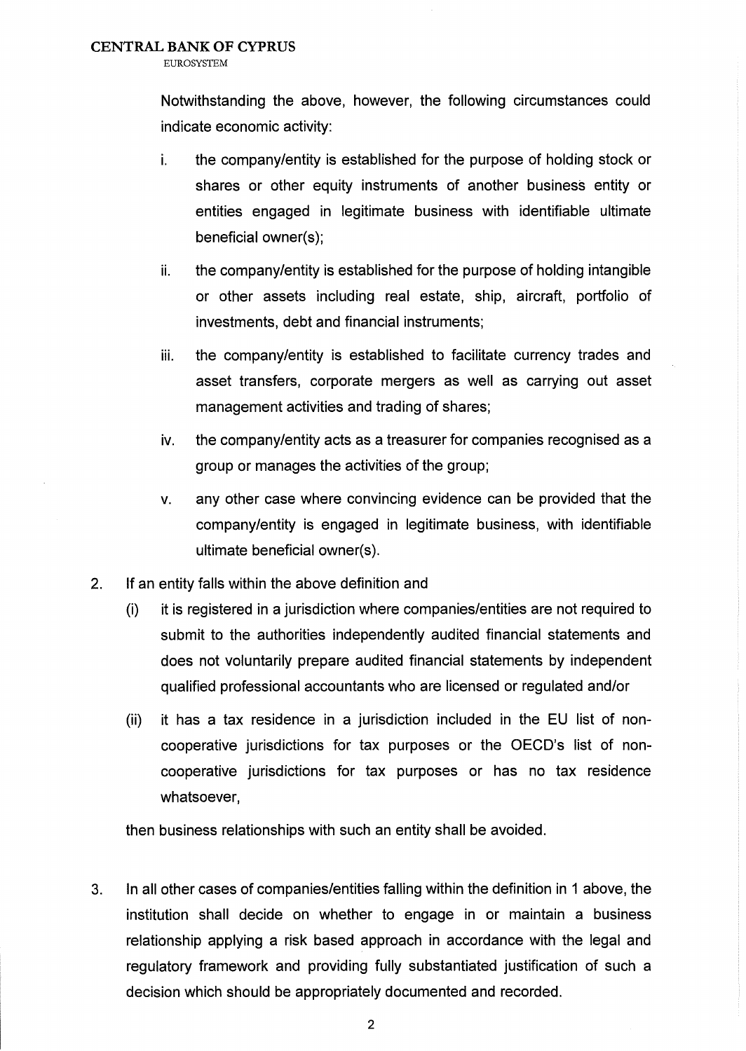Notwithstanding the above, however, the following circumstances could indicate economic activity:

i. the company/entity is established for the purpose of holding stock or shares or other equity instruments of another business entity or entities engaged in legitimate business with identifiable ultimate beneficial owner(s);

ii. the company/entity is established for the purpose of holding intangible or other assets including real estate, ship, aircraft, portfolio of investments, debt and financial instruments;

iii. the company/entity is established to facilitate currency trades and asset transfers, corporate mergers as well as carrying out asset management activities and trading of shares;

iv. the company/entity acts as a treasurer for companies recognised as a group or manages the activities of the group;

v. any other case where convincing evidence can be provided that the company/entity is engaged in legitimate business, with identifiable ultimate beneficial owner(s).

2. If an entity falls within the above definition and

   (i) it is registered in a jurisdiction where companies/entities are not required to submit to the authorities independently audited financial statements and does not voluntarily prepare audited financial statements by independent qualified professional accountants who are licensed or regulated and/or

   (ii) it has a tax residence in a jurisdiction included in the EU list of non-cooperative jurisdictions for tax purposes or the OECD's list of non-cooperative jurisdictions for tax purposes or has no tax residence whatsoever,

   then business relationships with such an entity shall be avoided.

3. In all other cases of companies/entities falling within the definition in 1 above, the institution shall decide on whether to engage in or maintain a business relationship applying a risk based approach in accordance with the legal and regulatory framework and providing fully substantiated justification of such a decision which should be appropriately documented and recorded.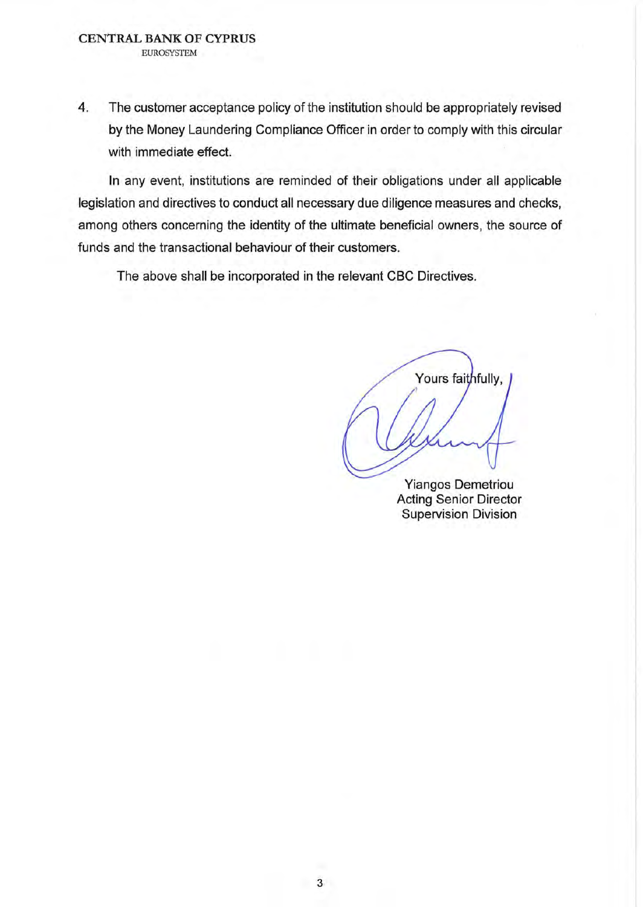4. The customer acceptance policy of the institution should be appropriately revised by the Money Laundering Compliance Officer in order to comply with this circular with immediate effect.

In any event, institutions are reminded of their obligations under all applicable legislation and directives to conduct all necessary due diligence measures and checks, among others concerning the identity of the ultimate beneficial owners, the source of funds and the transactional behaviour of their customers.

The above shall be incorporated in the relevant CBC Directives.

Yours faithfully,

Yiangos Demetriou
Acting Senior Director
Supervision Division